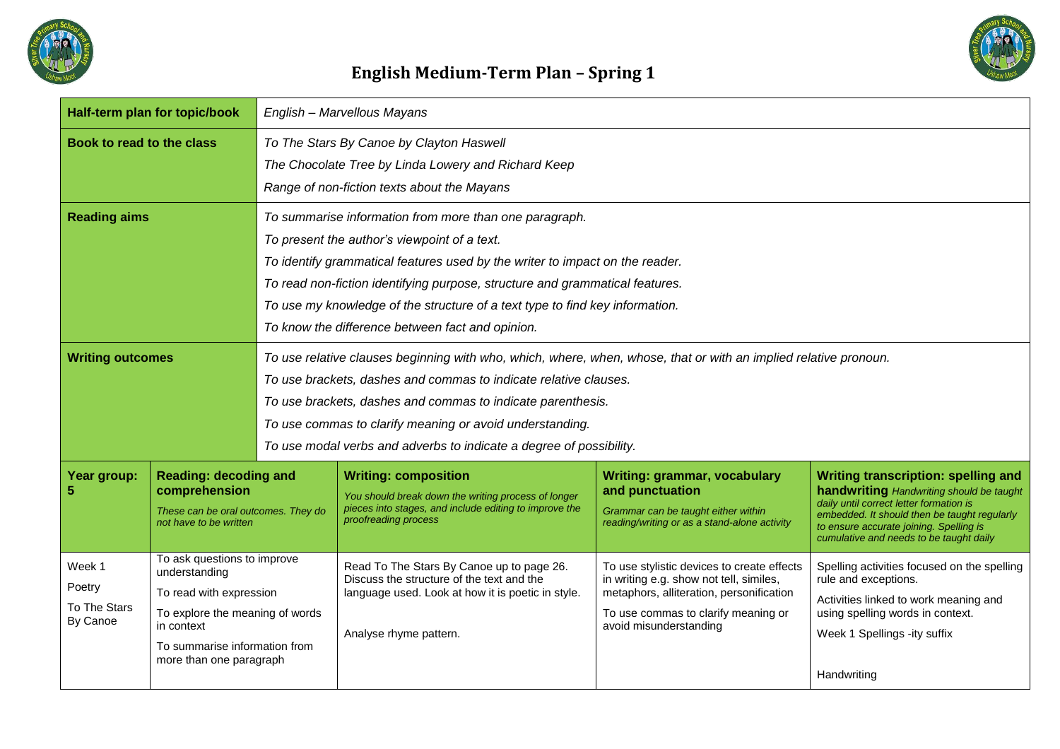# English Medium-Term Plan – Spring 1

| **Half-term plan for topic/book** | *English – Marvellous Mayans* |
|---|---|
| **Book to read to the class** | *To The Stars By Canoe by Clayton Haswell*<br>*The Chocolate Tree by Linda Lowery and Richard Keep*<br>*Range of non-fiction texts about the Mayans* |
| **Reading aims** | *To summarise information from more than one paragraph.*<br>*To present the author's viewpoint of a text.*<br>*To identify grammatical features used by the writer to impact on the reader.*<br>*To read non-fiction identifying purpose, structure and grammatical features.*<br>*To use my knowledge of the structure of a text type to find key information.*<br>*To know the difference between fact and opinion.* |
| **Writing outcomes** | *To use relative clauses beginning with who, which, where, when, whose, that or with an implied relative pronoun.*<br>*To use brackets, dashes and commas to indicate relative clauses.*<br>*To use brackets, dashes and commas to indicate parenthesis.*<br>*To use commas to clarify meaning or avoid understanding.*<br>*To use modal verbs and adverbs to indicate a degree of possibility.* |

| **Year group: 5** | **Reading: decoding and comprehension** *These can be oral outcomes. They do not have to be written* | **Writing: composition** *You should break down the writing process of longer pieces into stages, and include editing to improve the proofreading process* | **Writing: grammar, vocabulary and punctuation** *Grammar can be taught either within reading/writing or as a stand-alone activity* | **Writing transcription: spelling and handwriting** *Handwriting should be taught daily until correct letter formation is embedded. It should then be taught regularly to ensure accurate joining. Spelling is cumulative and needs to be taught daily* |
|---|---|---|---|---|
| Week 1<br>Poetry<br>To The Stars By Canoe | To ask questions to improve understanding<br>To read with expression<br>To explore the meaning of words in context<br>To summarise information from more than one paragraph | Read To The Stars By Canoe up to page 26. Discuss the structure of the text and the language used. Look at how it is poetic in style.<br><br>Analyse rhyme pattern. | To use stylistic devices to create effects in writing e.g. show not tell, similes, metaphors, alliteration, personification<br>To use commas to clarify meaning or avoid misunderstanding | Spelling activities focused on the spelling rule and exceptions.<br>Activities linked to work meaning and using spelling words in context.<br>Week 1 Spellings -ity suffix<br><br>Handwriting |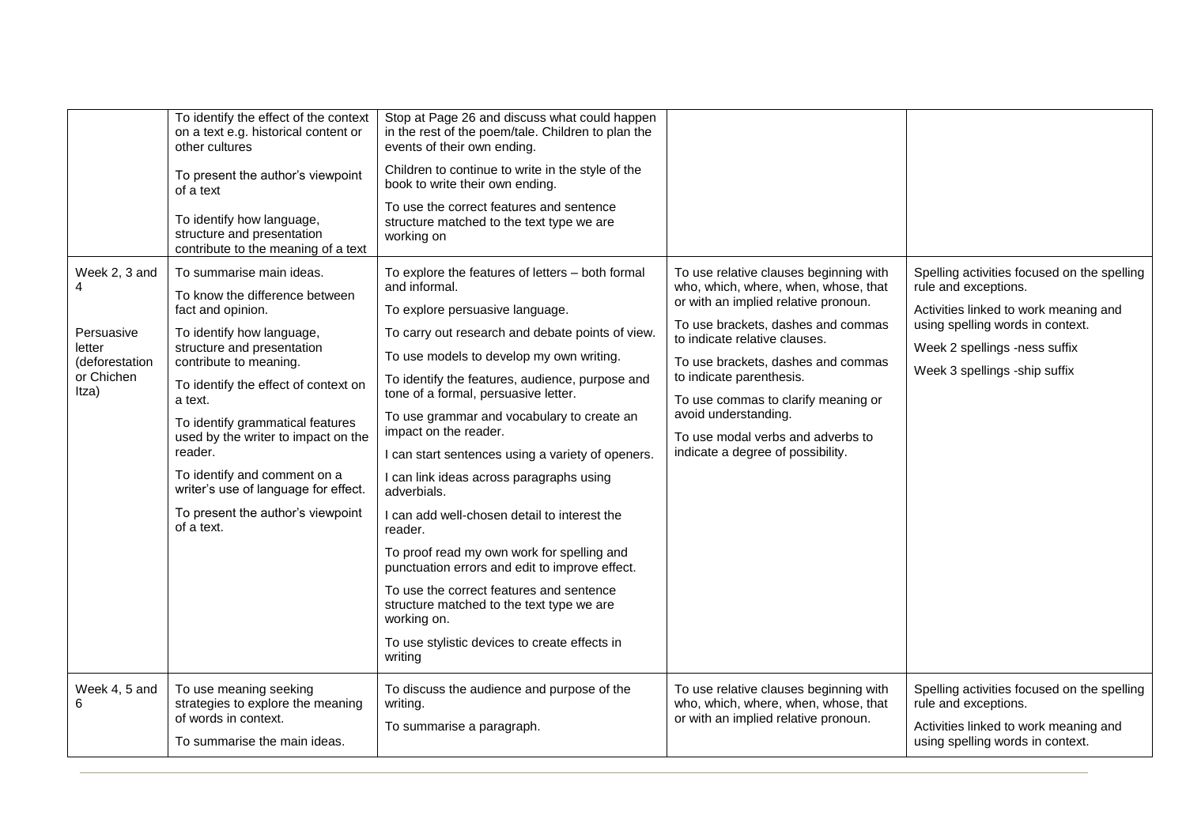| | | | | |
|---|---|---|---|---|
| | To identify the effect of the context on a text e.g. historical content or other cultures<br><br>To present the author's viewpoint of a text<br><br>To identify how language, structure and presentation contribute to the meaning of a text | Stop at Page 26 and discuss what could happen in the rest of the poem/tale. Children to plan the events of their own ending.<br><br>Children to continue to write in the style of the book to write their own ending.<br><br>To use the correct features and sentence structure matched to the text type we are working on | | |
| Week 2, 3 and 4<br><br>Persuasive letter (deforestation or Chichen Itza) | To summarise main ideas.<br><br>To know the difference between fact and opinion.<br><br>To identify how language, structure and presentation contribute to meaning.<br><br>To identify the effect of context on a text.<br><br>To identify grammatical features used by the writer to impact on the reader.<br><br>To identify and comment on a writer's use of language for effect.<br><br>To present the author's viewpoint of a text. | To explore the features of letters – both formal and informal.<br><br>To explore persuasive language.<br><br>To carry out research and debate points of view.<br><br>To use models to develop my own writing.<br><br>To identify the features, audience, purpose and tone of a formal, persuasive letter.<br><br>To use grammar and vocabulary to create an impact on the reader.<br><br>I can start sentences using a variety of openers.<br><br>I can link ideas across paragraphs using adverbials.<br><br>I can add well-chosen detail to interest the reader.<br><br>To proof read my own work for spelling and punctuation errors and edit to improve effect.<br><br>To use the correct features and sentence structure matched to the text type we are working on.<br><br>To use stylistic devices to create effects in writing | To use relative clauses beginning with who, which, where, when, whose, that or with an implied relative pronoun.<br><br>To use brackets, dashes and commas to indicate relative clauses.<br><br>To use brackets, dashes and commas to indicate parenthesis.<br><br>To use commas to clarify meaning or avoid understanding.<br><br>To use modal verbs and adverbs to indicate a degree of possibility. | Spelling activities focused on the spelling rule and exceptions.<br><br>Activities linked to work meaning and using spelling words in context.<br><br>Week 2 spellings -ness suffix<br><br>Week 3 spellings -ship suffix |
| Week 4, 5 and 6 | To use meaning seeking strategies to explore the meaning of words in context.<br><br>To summarise the main ideas. | To discuss the audience and purpose of the writing.<br><br>To summarise a paragraph. | To use relative clauses beginning with who, which, where, when, whose, that or with an implied relative pronoun. | Spelling activities focused on the spelling rule and exceptions.<br><br>Activities linked to work meaning and using spelling words in context. |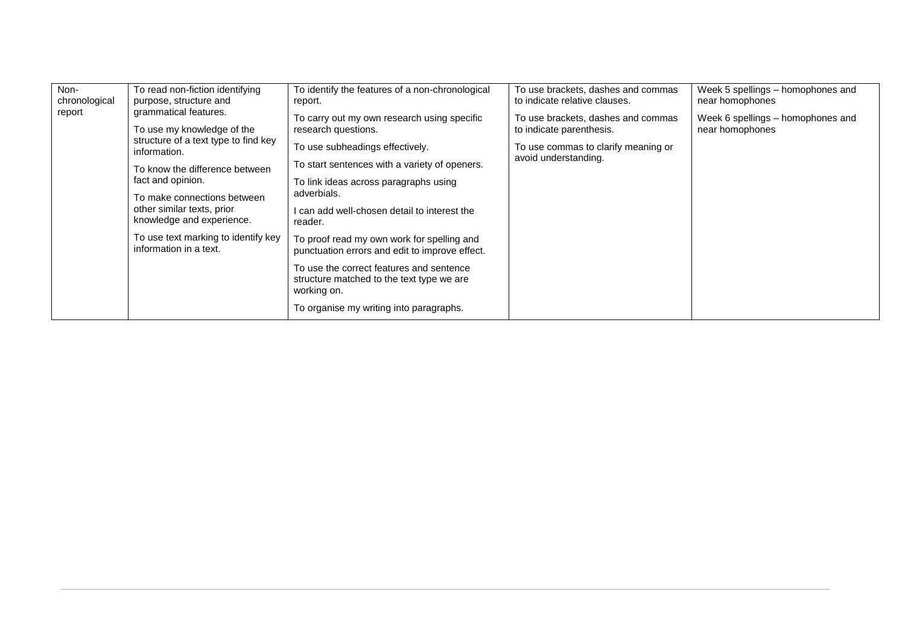| | | | | |
|---|---|---|---|---|
| Non-chronological report | To read non-fiction identifying purpose, structure and grammatical features.<br><br>To use my knowledge of the structure of a text type to find key information.<br><br>To know the difference between fact and opinion.<br><br>To make connections between other similar texts, prior knowledge and experience.<br><br>To use text marking to identify key information in a text. | To identify the features of a non-chronological report.<br><br>To carry out my own research using specific research questions.<br><br>To use subheadings effectively.<br><br>To start sentences with a variety of openers.<br><br>To link ideas across paragraphs using adverbials.<br><br>I can add well-chosen detail to interest the reader.<br><br>To proof read my own work for spelling and punctuation errors and edit to improve effect.<br><br>To use the correct features and sentence structure matched to the text type we are working on.<br><br>To organise my writing into paragraphs. | To use brackets, dashes and commas to indicate relative clauses.<br><br>To use brackets, dashes and commas to indicate parenthesis.<br><br>To use commas to clarify meaning or avoid understanding. | Week 5 spellings – homophones and near homophones<br><br>Week 6 spellings – homophones and near homophones |